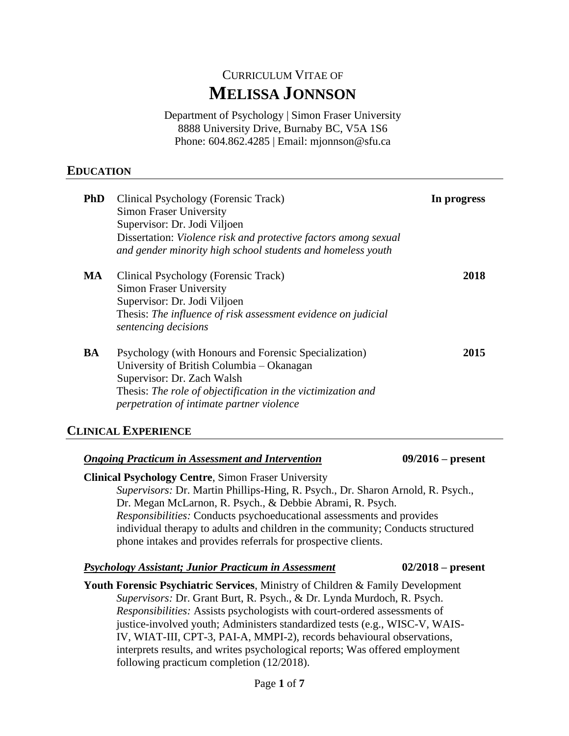# Curriculum Vitae of
# Melissa Jonnson

Department of Psychology | Simon Fraser University
8888 University Drive, Burnaby BC, V5A 1S6
Phone: 604.862.4285 | Email: mjonnson@sfu.ca

## Education

**PhD** Clinical Psychology (Forensic Track) — **In progress**
Simon Fraser University
Supervisor: Dr. Jodi Viljoen
Dissertation: *Violence risk and protective factors among sexual and gender minority high school students and homeless youth*

**MA** Clinical Psychology (Forensic Track) — **2018**
Simon Fraser University
Supervisor: Dr. Jodi Viljoen
Thesis: *The influence of risk assessment evidence on judicial sentencing decisions*

**BA** Psychology (with Honours and Forensic Specialization) — **2015**
University of British Columbia – Okanagan
Supervisor: Dr. Zach Walsh
Thesis: *The role of objectification in the victimization and perpetration of intimate partner violence*

## Clinical Experience

***Ongoing Practicum in Assessment and Intervention*** — **09/2016 – present**

**Clinical Psychology Centre**, Simon Fraser University
*Supervisors:* Dr. Martin Phillips-Hing, R. Psych., Dr. Sharon Arnold, R. Psych., Dr. Megan McLarnon, R. Psych., & Debbie Abrami, R. Psych.
*Responsibilities:* Conducts psychoeducational assessments and provides individual therapy to adults and children in the community; Conducts structured phone intakes and provides referrals for prospective clients.

***Psychology Assistant; Junior Practicum in Assessment*** — **02/2018 – present**

**Youth Forensic Psychiatric Services**, Ministry of Children & Family Development
*Supervisors:* Dr. Grant Burt, R. Psych., & Dr. Lynda Murdoch, R. Psych.
*Responsibilities:* Assists psychologists with court-ordered assessments of justice-involved youth; Administers standardized tests (e.g., WISC-V, WAIS-IV, WIAT-III, CPT-3, PAI-A, MMPI-2), records behavioural observations, interprets results, and writes psychological reports; Was offered employment following practicum completion (12/2018).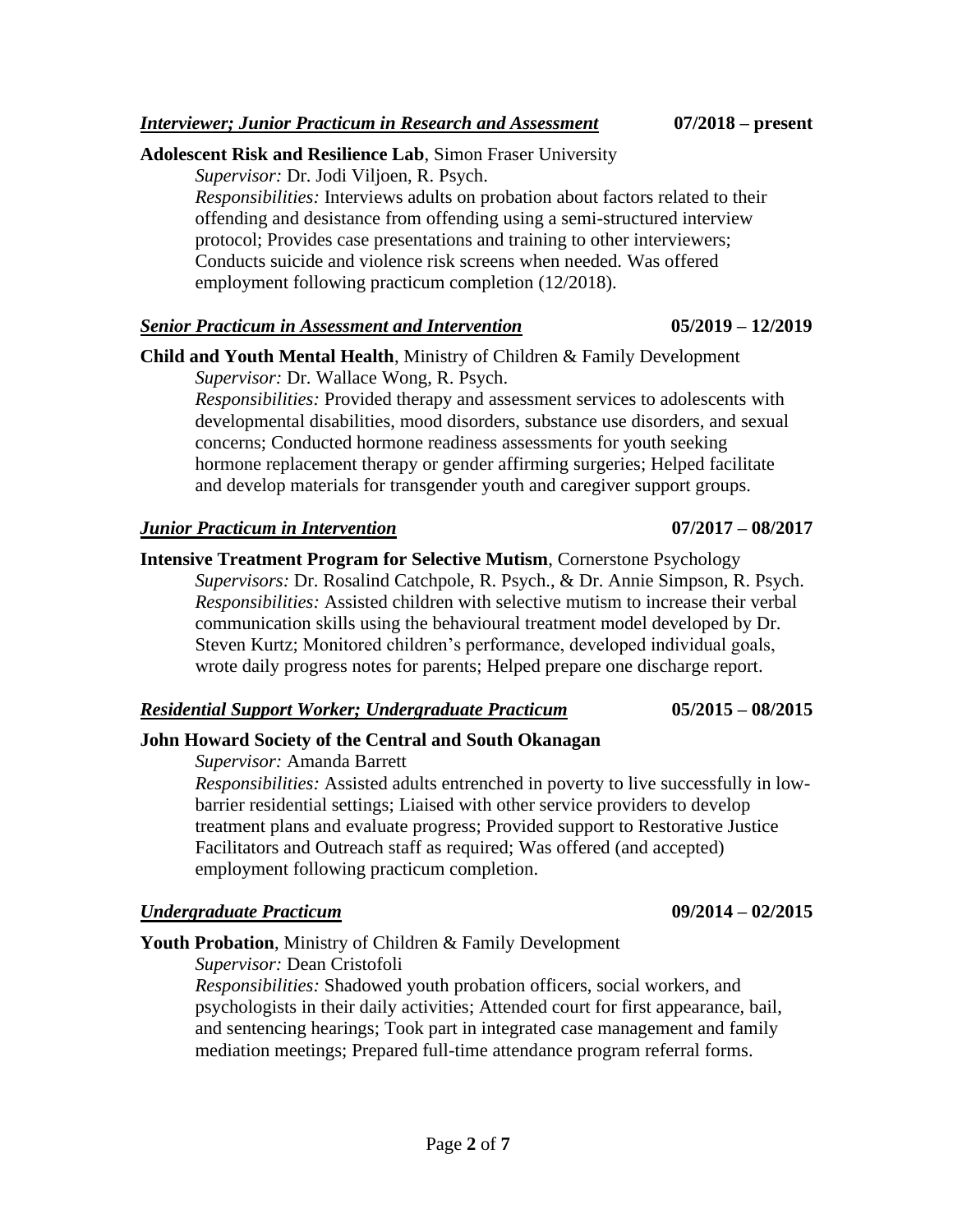***Interviewer; Junior Practicum in Research and Assessment*** **07/2018 – present**

**Adolescent Risk and Resilience Lab**, Simon Fraser University

*Supervisor:* Dr. Jodi Viljoen, R. Psych.

*Responsibilities:* Interviews adults on probation about factors related to their offending and desistance from offending using a semi-structured interview protocol; Provides case presentations and training to other interviewers; Conducts suicide and violence risk screens when needed. Was offered employment following practicum completion (12/2018).

***Senior Practicum in Assessment and Intervention*** **05/2019 – 12/2019**

**Child and Youth Mental Health**, Ministry of Children & Family Development

*Supervisor:* Dr. Wallace Wong, R. Psych.

*Responsibilities:* Provided therapy and assessment services to adolescents with developmental disabilities, mood disorders, substance use disorders, and sexual concerns; Conducted hormone readiness assessments for youth seeking hormone replacement therapy or gender affirming surgeries; Helped facilitate and develop materials for transgender youth and caregiver support groups.

***Junior Practicum in Intervention*** **07/2017 – 08/2017**

**Intensive Treatment Program for Selective Mutism**, Cornerstone Psychology

*Supervisors:* Dr. Rosalind Catchpole, R. Psych., & Dr. Annie Simpson, R. Psych.

*Responsibilities:* Assisted children with selective mutism to increase their verbal communication skills using the behavioural treatment model developed by Dr. Steven Kurtz; Monitored children's performance, developed individual goals, wrote daily progress notes for parents; Helped prepare one discharge report.

***Residential Support Worker; Undergraduate Practicum*** **05/2015 – 08/2015**

**John Howard Society of the Central and South Okanagan**

*Supervisor:* Amanda Barrett

*Responsibilities:* Assisted adults entrenched in poverty to live successfully in low-barrier residential settings; Liaised with other service providers to develop treatment plans and evaluate progress; Provided support to Restorative Justice Facilitators and Outreach staff as required; Was offered (and accepted) employment following practicum completion.

***Undergraduate Practicum*** **09/2014 – 02/2015**

**Youth Probation**, Ministry of Children & Family Development

*Supervisor:* Dean Cristofoli

*Responsibilities:* Shadowed youth probation officers, social workers, and psychologists in their daily activities; Attended court for first appearance, bail, and sentencing hearings; Took part in integrated case management and family mediation meetings; Prepared full-time attendance program referral forms.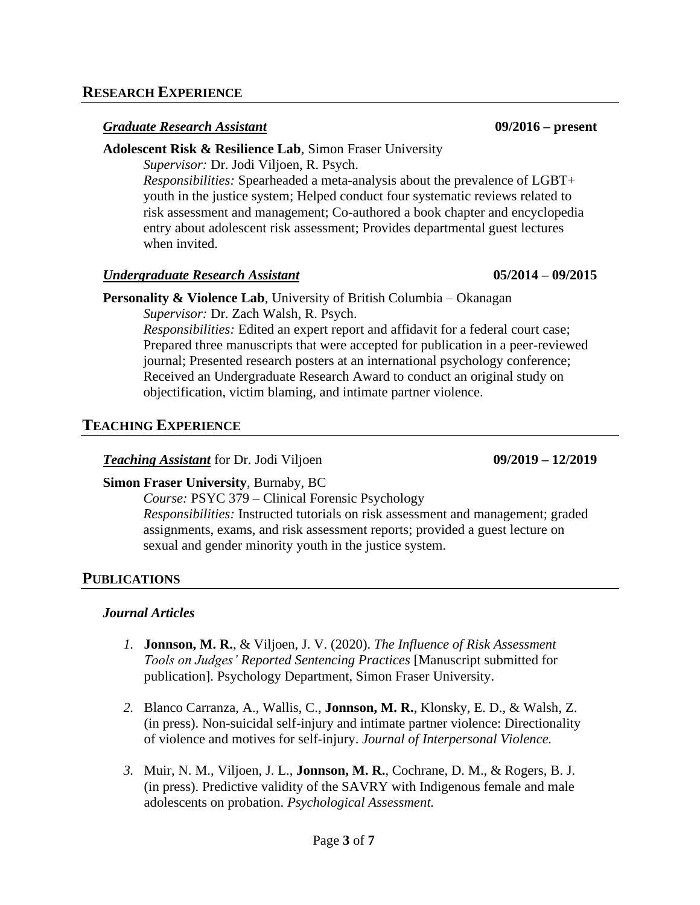## RESEARCH EXPERIENCE

***Graduate Research Assistant*** **09/2016 – present**

**Adolescent Risk & Resilience Lab**, Simon Fraser University

*Supervisor:* Dr. Jodi Viljoen, R. Psych.

*Responsibilities:* Spearheaded a meta-analysis about the prevalence of LGBT+ youth in the justice system; Helped conduct four systematic reviews related to risk assessment and management; Co-authored a book chapter and encyclopedia entry about adolescent risk assessment; Provides departmental guest lectures when invited.

***Undergraduate Research Assistant*** **05/2014 – 09/2015**

**Personality & Violence Lab**, University of British Columbia – Okanagan

*Supervisor:* Dr. Zach Walsh, R. Psych.

*Responsibilities:* Edited an expert report and affidavit for a federal court case; Prepared three manuscripts that were accepted for publication in a peer-reviewed journal; Presented research posters at an international psychology conference; Received an Undergraduate Research Award to conduct an original study on objectification, victim blaming, and intimate partner violence.

## TEACHING EXPERIENCE

***Teaching Assistant*** for Dr. Jodi Viljoen **09/2019 – 12/2019**

**Simon Fraser University**, Burnaby, BC

*Course:* PSYC 379 – Clinical Forensic Psychology

*Responsibilities:* Instructed tutorials on risk assessment and management; graded assignments, exams, and risk assessment reports; provided a guest lecture on sexual and gender minority youth in the justice system.

## PUBLICATIONS

### *Journal Articles*

1. **Jonnson, M. R.**, & Viljoen, J. V. (2020). *The Influence of Risk Assessment Tools on Judges' Reported Sentencing Practices* [Manuscript submitted for publication]. Psychology Department, Simon Fraser University.

2. Blanco Carranza, A., Wallis, C., **Jonnson, M. R.**, Klonsky, E. D., & Walsh, Z. (in press). Non-suicidal self-injury and intimate partner violence: Directionality of violence and motives for self-injury. *Journal of Interpersonal Violence.*

3. Muir, N. M., Viljoen, J. L., **Jonnson, M. R.**, Cochrane, D. M., & Rogers, B. J. (in press). Predictive validity of the SAVRY with Indigenous female and male adolescents on probation. *Psychological Assessment.*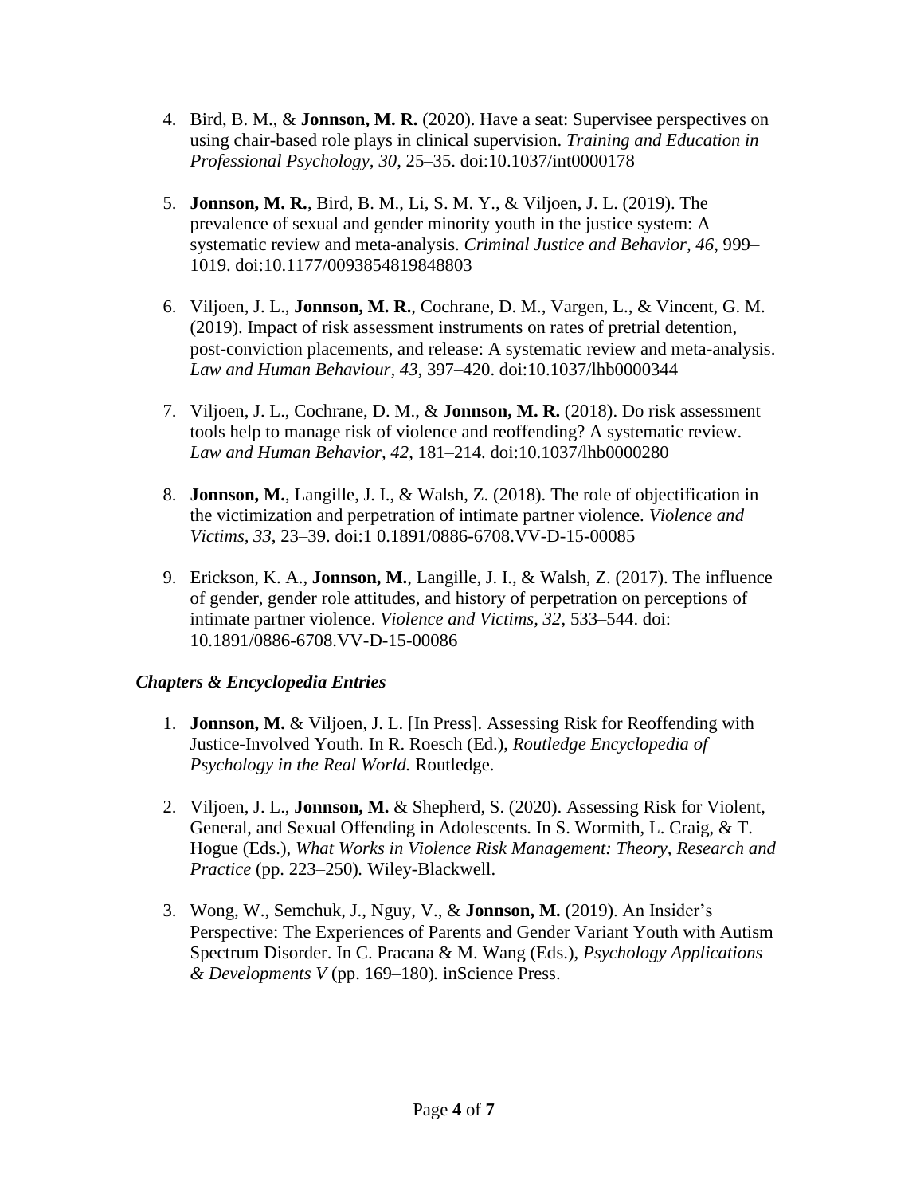4. Bird, B. M., & **Jonnson, M. R.** (2020). Have a seat: Supervisee perspectives on using chair-based role plays in clinical supervision. *Training and Education in Professional Psychology, 30*, 25–35. doi:10.1037/int0000178

5. **Jonnson, M. R.**, Bird, B. M., Li, S. M. Y., & Viljoen, J. L. (2019). The prevalence of sexual and gender minority youth in the justice system: A systematic review and meta-analysis. *Criminal Justice and Behavior, 46*, 999–1019. doi:10.1177/0093854819848803

6. Viljoen, J. L., **Jonnson, M. R.**, Cochrane, D. M., Vargen, L., & Vincent, G. M. (2019). Impact of risk assessment instruments on rates of pretrial detention, post-conviction placements, and release: A systematic review and meta-analysis. *Law and Human Behaviour, 43*, 397–420. doi:10.1037/lhb0000344

7. Viljoen, J. L., Cochrane, D. M., & **Jonnson, M. R.** (2018). Do risk assessment tools help to manage risk of violence and reoffending? A systematic review. *Law and Human Behavior, 42*, 181–214. doi:10.1037/lhb0000280

8. **Jonnson, M.**, Langille, J. I., & Walsh, Z. (2018). The role of objectification in the victimization and perpetration of intimate partner violence. *Violence and Victims, 33*, 23–39. doi:1 0.1891/0886-6708.VV-D-15-00085

9. Erickson, K. A., **Jonnson, M.**, Langille, J. I., & Walsh, Z. (2017). The influence of gender, gender role attitudes, and history of perpetration on perceptions of intimate partner violence. *Violence and Victims, 32*, 533–544. doi: 10.1891/0886-6708.VV-D-15-00086

***Chapters & Encyclopedia Entries***

1. **Jonnson, M.** & Viljoen, J. L. [In Press]. Assessing Risk for Reoffending with Justice-Involved Youth. In R. Roesch (Ed.), *Routledge Encyclopedia of Psychology in the Real World.* Routledge.

2. Viljoen, J. L., **Jonnson, M.** & Shepherd, S. (2020). Assessing Risk for Violent, General, and Sexual Offending in Adolescents. In S. Wormith, L. Craig, & T. Hogue (Eds.), *What Works in Violence Risk Management: Theory, Research and Practice* (pp. 223–250)*.* Wiley-Blackwell.

3. Wong, W., Semchuk, J., Nguy, V., & **Jonnson, M.** (2019). An Insider's Perspective: The Experiences of Parents and Gender Variant Youth with Autism Spectrum Disorder. In C. Pracana & M. Wang (Eds.), *Psychology Applications & Developments V* (pp. 169–180)*.* inScience Press.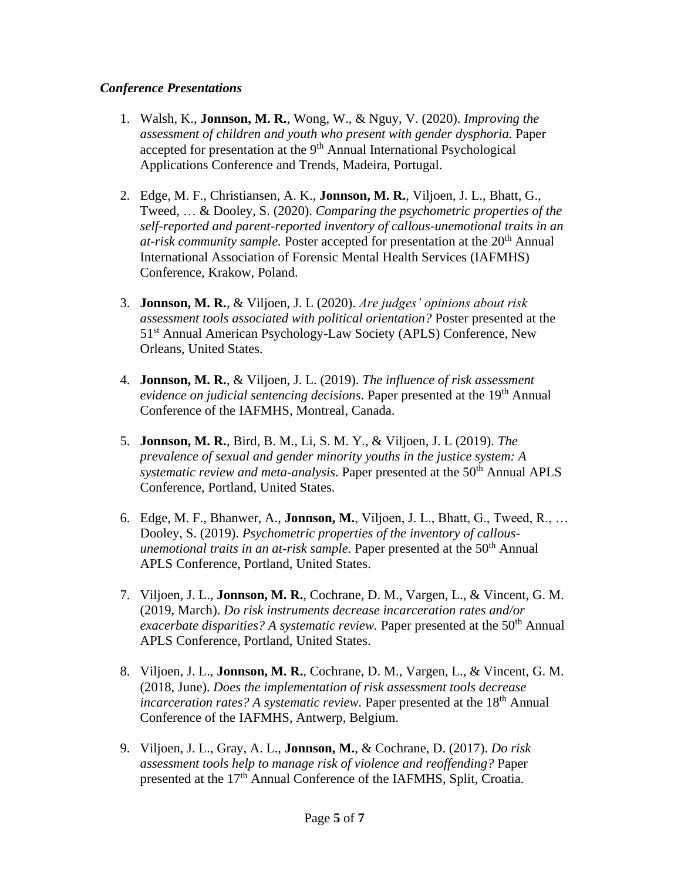***Conference Presentations***

1. Walsh, K., **Jonnson, M. R.**, Wong, W., & Nguy, V. (2020). *Improving the assessment of children and youth who present with gender dysphoria.* Paper accepted for presentation at the 9th Annual International Psychological Applications Conference and Trends, Madeira, Portugal.

2. Edge, M. F., Christiansen, A. K., **Jonnson, M. R.**, Viljoen, J. L., Bhatt, G., Tweed, … & Dooley, S. (2020). *Comparing the psychometric properties of the self-reported and parent-reported inventory of callous-unemotional traits in an at-risk community sample.* Poster accepted for presentation at the 20th Annual International Association of Forensic Mental Health Services (IAFMHS) Conference, Krakow, Poland.

3. **Jonnson, M. R.**, & Viljoen, J. L (2020). *Are judges' opinions about risk assessment tools associated with political orientation?* Poster presented at the 51st Annual American Psychology-Law Society (APLS) Conference, New Orleans, United States.

4. **Jonnson, M. R.**, & Viljoen, J. L. (2019). *The influence of risk assessment evidence on judicial sentencing decisions*. Paper presented at the 19th Annual Conference of the IAFMHS, Montreal, Canada.

5. **Jonnson, M. R.**, Bird, B. M., Li, S. M. Y., & Viljoen, J. L (2019). *The prevalence of sexual and gender minority youths in the justice system: A systematic review and meta-analysis*. Paper presented at the 50th Annual APLS Conference, Portland, United States.

6. Edge, M. F., Bhanwer, A., **Jonnson, M.**, Viljoen, J. L., Bhatt, G., Tweed, R., … Dooley, S. (2019). *Psychometric properties of the inventory of callous-unemotional traits in an at-risk sample.* Paper presented at the 50th Annual APLS Conference, Portland, United States.

7. Viljoen, J. L., **Jonnson, M. R.**, Cochrane, D. M., Vargen, L., & Vincent, G. M. (2019, March). *Do risk instruments decrease incarceration rates and/or exacerbate disparities? A systematic review.* Paper presented at the 50th Annual APLS Conference, Portland, United States.

8. Viljoen, J. L., **Jonnson, M. R.**, Cochrane, D. M., Vargen, L., & Vincent, G. M. (2018, June). *Does the implementation of risk assessment tools decrease incarceration rates? A systematic review.* Paper presented at the 18th Annual Conference of the IAFMHS, Antwerp, Belgium.

9. Viljoen, J. L., Gray, A. L., **Jonnson, M.**, & Cochrane, D. (2017). *Do risk assessment tools help to manage risk of violence and reoffending?* Paper presented at the 17th Annual Conference of the IAFMHS, Split, Croatia.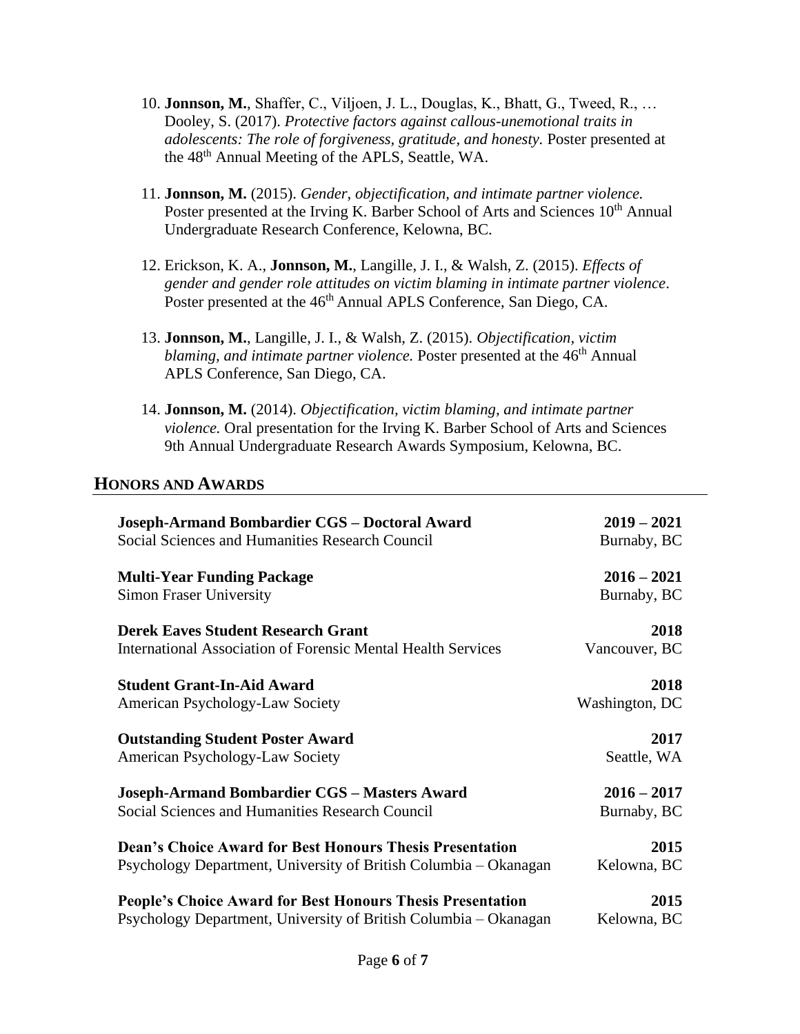10. **Jonnson, M.**, Shaffer, C., Viljoen, J. L., Douglas, K., Bhatt, G., Tweed, R., … Dooley, S. (2017). *Protective factors against callous-unemotional traits in adolescents: The role of forgiveness, gratitude, and honesty.* Poster presented at the 48th Annual Meeting of the APLS, Seattle, WA.

11. **Jonnson, M.** (2015). *Gender, objectification, and intimate partner violence.* Poster presented at the Irving K. Barber School of Arts and Sciences 10th Annual Undergraduate Research Conference, Kelowna, BC.

12. Erickson, K. A., **Jonnson, M.**, Langille, J. I., & Walsh, Z. (2015). *Effects of gender and gender role attitudes on victim blaming in intimate partner violence*. Poster presented at the 46th Annual APLS Conference, San Diego, CA.

13. **Jonnson, M.**, Langille, J. I., & Walsh, Z. (2015). *Objectification, victim blaming, and intimate partner violence.* Poster presented at the 46th Annual APLS Conference, San Diego, CA.

14. **Jonnson, M.** (2014). *Objectification, victim blaming, and intimate partner violence.* Oral presentation for the Irving K. Barber School of Arts and Sciences 9th Annual Undergraduate Research Awards Symposium, Kelowna, BC.

## HONORS AND AWARDS

**Joseph-Armand Bombardier CGS – Doctoral Award** — **2019 – 2021**
Social Sciences and Humanities Research Council — Burnaby, BC

**Multi-Year Funding Package** — **2016 – 2021**
Simon Fraser University — Burnaby, BC

**Derek Eaves Student Research Grant** — **2018**
International Association of Forensic Mental Health Services — Vancouver, BC

**Student Grant-In-Aid Award** — **2018**
American Psychology-Law Society — Washington, DC

**Outstanding Student Poster Award** — **2017**
American Psychology-Law Society — Seattle, WA

**Joseph-Armand Bombardier CGS – Masters Award** — **2016 – 2017**
Social Sciences and Humanities Research Council — Burnaby, BC

**Dean's Choice Award for Best Honours Thesis Presentation** — **2015**
Psychology Department, University of British Columbia – Okanagan — Kelowna, BC

**People's Choice Award for Best Honours Thesis Presentation** — **2015**
Psychology Department, University of British Columbia – Okanagan — Kelowna, BC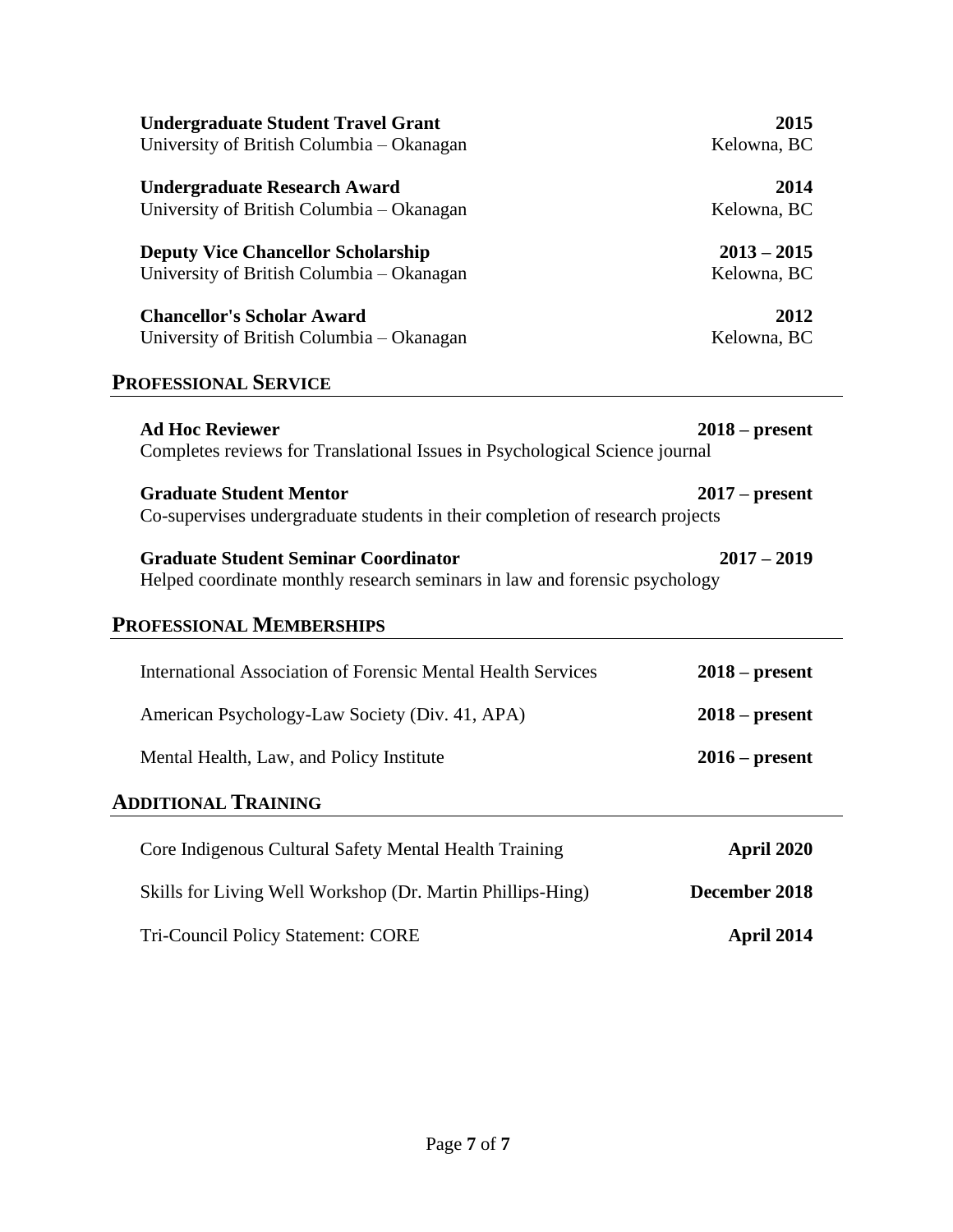**Undergraduate Student Travel Grant** **2015**
University of British Columbia – Okanagan Kelowna, BC

**Undergraduate Research Award** **2014**
University of British Columbia – Okanagan Kelowna, BC

**Deputy Vice Chancellor Scholarship** **2013 – 2015**
University of British Columbia – Okanagan Kelowna, BC

**Chancellor's Scholar Award** **2012**
University of British Columbia – Okanagan Kelowna, BC

## PROFESSIONAL SERVICE

**Ad Hoc Reviewer** **2018 – present**
Completes reviews for Translational Issues in Psychological Science journal

**Graduate Student Mentor** **2017 – present**
Co-supervises undergraduate students in their completion of research projects

**Graduate Student Seminar Coordinator** **2017 – 2019**
Helped coordinate monthly research seminars in law and forensic psychology

## PROFESSIONAL MEMBERSHIPS

International Association of Forensic Mental Health Services **2018 – present**

American Psychology-Law Society (Div. 41, APA) **2018 – present**

Mental Health, Law, and Policy Institute **2016 – present**

## ADDITIONAL TRAINING

Core Indigenous Cultural Safety Mental Health Training **April 2020**

Skills for Living Well Workshop (Dr. Martin Phillips-Hing) **December 2018**

Tri-Council Policy Statement: CORE **April 2014**